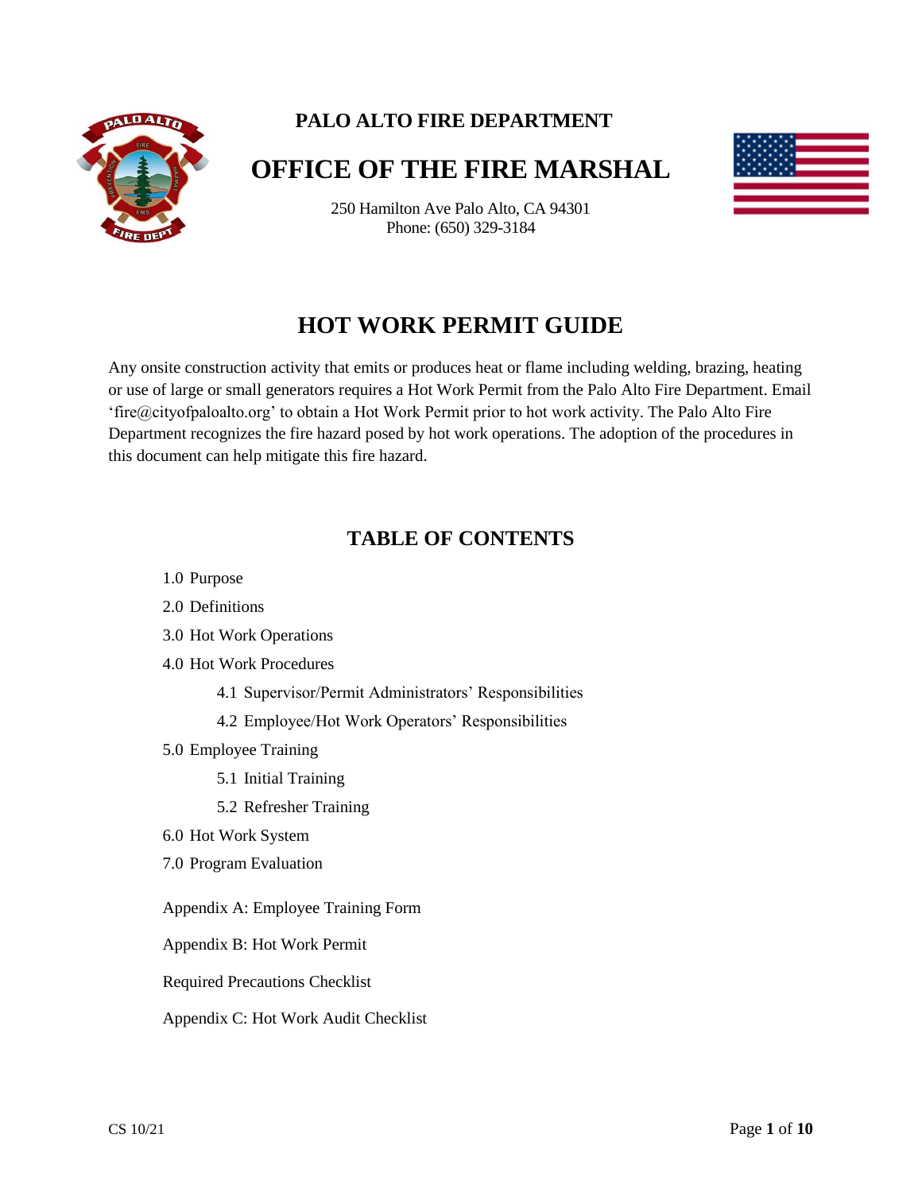**PALO ALTO FIRE DEPARTMENT**

# OFFICE OF THE FIRE MARSHAL

250 Hamilton Ave Palo Alto, CA 94301
Phone: (650) 329-3184

## HOT WORK PERMIT GUIDE

Any onsite construction activity that emits or produces heat or flame including welding, brazing, heating or use of large or small generators requires a Hot Work Permit from the Palo Alto Fire Department. Email 'fire@cityofpaloalto.org' to obtain a Hot Work Permit prior to hot work activity. The Palo Alto Fire Department recognizes the fire hazard posed by hot work operations. The adoption of the procedures in this document can help mitigate this fire hazard.

## TABLE OF CONTENTS

- 1.0 Purpose
- 2.0 Definitions
- 3.0 Hot Work Operations
- 4.0 Hot Work Procedures
    - 4.1 Supervisor/Permit Administrators' Responsibilities
    - 4.2 Employee/Hot Work Operators' Responsibilities
- 5.0 Employee Training
    - 5.1 Initial Training
    - 5.2 Refresher Training
- 6.0 Hot Work System
- 7.0 Program Evaluation

Appendix A: Employee Training Form

Appendix B: Hot Work Permit

Required Precautions Checklist

Appendix C: Hot Work Audit Checklist

CS 10/21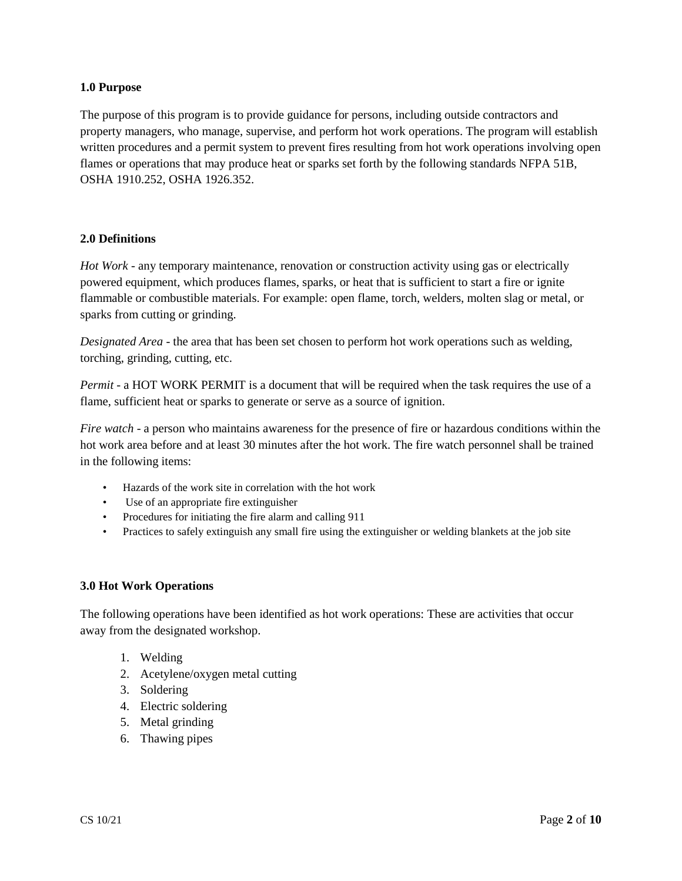### 1.0 Purpose

The purpose of this program is to provide guidance for persons, including outside contractors and property managers, who manage, supervise, and perform hot work operations. The program will establish written procedures and a permit system to prevent fires resulting from hot work operations involving open flames or operations that may produce heat or sparks set forth by the following standards NFPA 51B, OSHA 1910.252, OSHA 1926.352.

### 2.0 Definitions

*Hot Work* - any temporary maintenance, renovation or construction activity using gas or electrically powered equipment, which produces flames, sparks, or heat that is sufficient to start a fire or ignite flammable or combustible materials. For example: open flame, torch, welders, molten slag or metal, or sparks from cutting or grinding.

*Designated Area* - the area that has been set chosen to perform hot work operations such as welding, torching, grinding, cutting, etc.

*Permit* - a HOT WORK PERMIT is a document that will be required when the task requires the use of a flame, sufficient heat or sparks to generate or serve as a source of ignition.

*Fire watch* - a person who maintains awareness for the presence of fire or hazardous conditions within the hot work area before and at least 30 minutes after the hot work. The fire watch personnel shall be trained in the following items:

- Hazards of the work site in correlation with the hot work
- Use of an appropriate fire extinguisher
- Procedures for initiating the fire alarm and calling 911
- Practices to safely extinguish any small fire using the extinguisher or welding blankets at the job site

### 3.0 Hot Work Operations

The following operations have been identified as hot work operations: These are activities that occur away from the designated workshop.

1. Welding
2. Acetylene/oxygen metal cutting
3. Soldering
4. Electric soldering
5. Metal grinding
6. Thawing pipes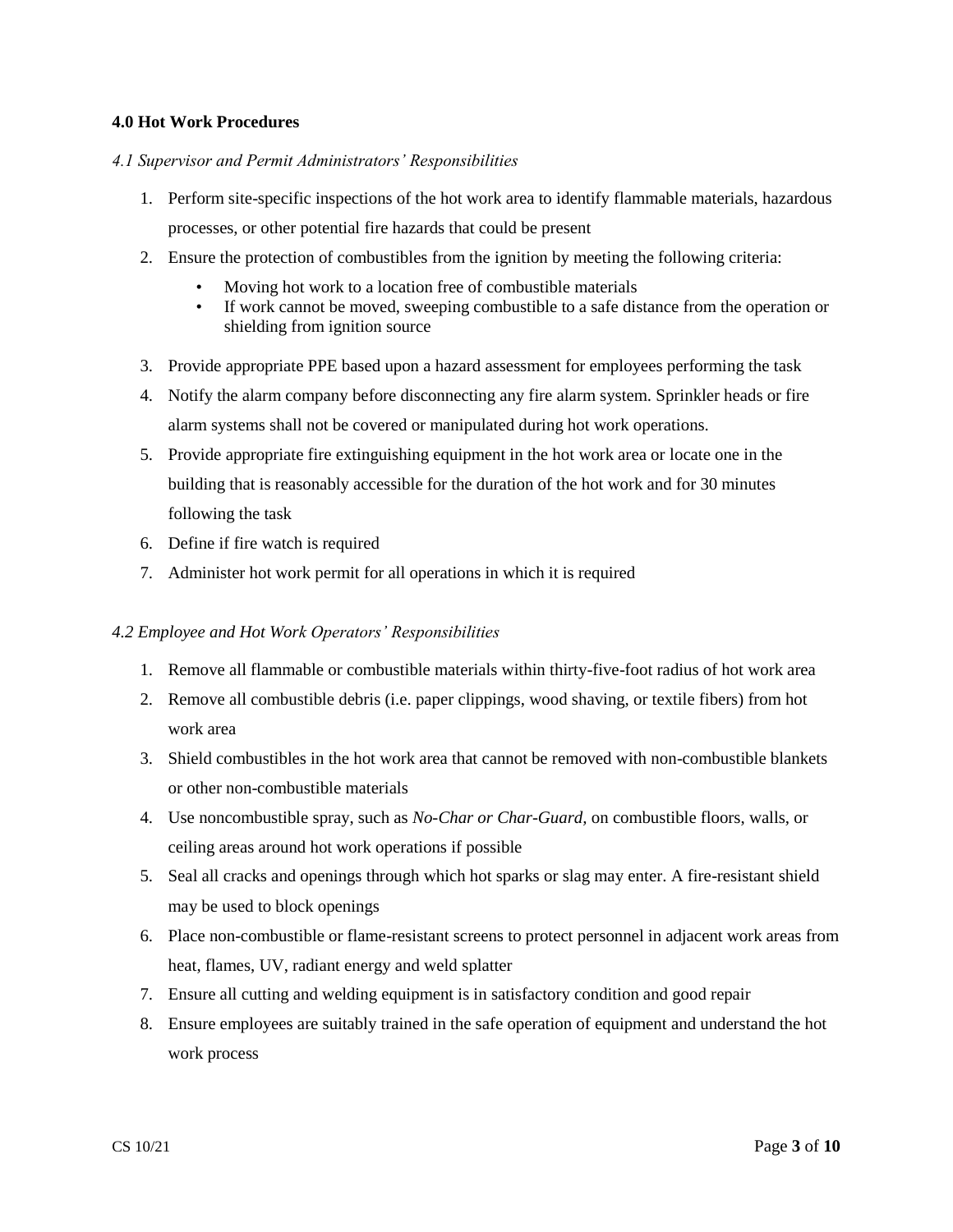## 4.0 Hot Work Procedures

### *4.1 Supervisor and Permit Administrators' Responsibilities*

1. Perform site-specific inspections of the hot work area to identify flammable materials, hazardous processes, or other potential fire hazards that could be present
2. Ensure the protection of combustibles from the ignition by meeting the following criteria:
   - Moving hot work to a location free of combustible materials
   - If work cannot be moved, sweeping combustible to a safe distance from the operation or shielding from ignition source
3. Provide appropriate PPE based upon a hazard assessment for employees performing the task
4. Notify the alarm company before disconnecting any fire alarm system. Sprinkler heads or fire alarm systems shall not be covered or manipulated during hot work operations.
5. Provide appropriate fire extinguishing equipment in the hot work area or locate one in the building that is reasonably accessible for the duration of the hot work and for 30 minutes following the task
6. Define if fire watch is required
7. Administer hot work permit for all operations in which it is required

### *4.2 Employee and Hot Work Operators' Responsibilities*

1. Remove all flammable or combustible materials within thirty-five-foot radius of hot work area
2. Remove all combustible debris (i.e. paper clippings, wood shaving, or textile fibers) from hot work area
3. Shield combustibles in the hot work area that cannot be removed with non-combustible blankets or other non-combustible materials
4. Use noncombustible spray, such as *No-Char or Char-Guard,* on combustible floors, walls, or ceiling areas around hot work operations if possible
5. Seal all cracks and openings through which hot sparks or slag may enter. A fire-resistant shield may be used to block openings
6. Place non-combustible or flame-resistant screens to protect personnel in adjacent work areas from heat, flames, UV, radiant energy and weld splatter
7. Ensure all cutting and welding equipment is in satisfactory condition and good repair
8. Ensure employees are suitably trained in the safe operation of equipment and understand the hot work process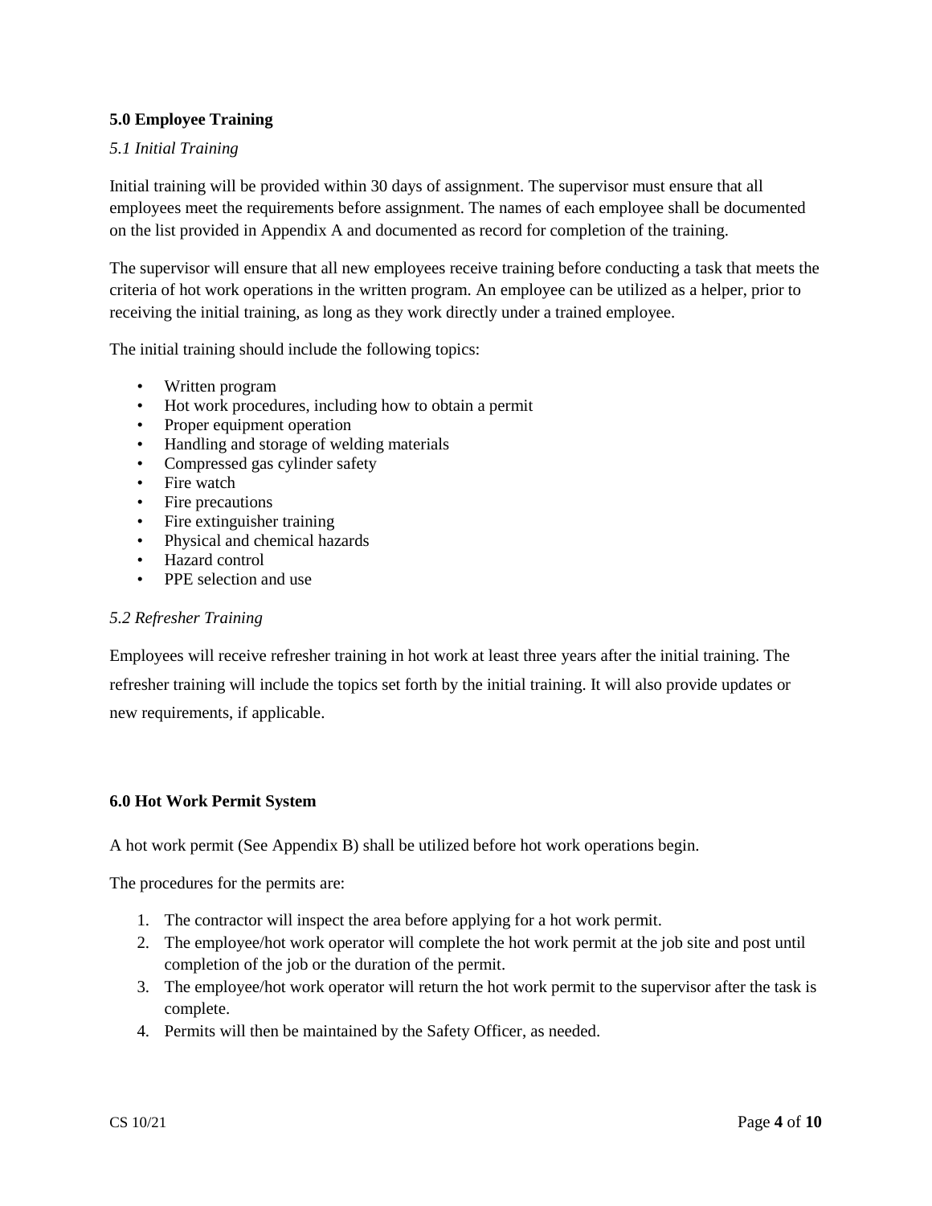## 5.0 Employee Training

### *5.1 Initial Training*

Initial training will be provided within 30 days of assignment. The supervisor must ensure that all employees meet the requirements before assignment. The names of each employee shall be documented on the list provided in Appendix A and documented as record for completion of the training.

The supervisor will ensure that all new employees receive training before conducting a task that meets the criteria of hot work operations in the written program. An employee can be utilized as a helper, prior to receiving the initial training, as long as they work directly under a trained employee.

The initial training should include the following topics:

- Written program
- Hot work procedures, including how to obtain a permit
- Proper equipment operation
- Handling and storage of welding materials
- Compressed gas cylinder safety
- Fire watch
- Fire precautions
- Fire extinguisher training
- Physical and chemical hazards
- Hazard control
- PPE selection and use

### *5.2 Refresher Training*

Employees will receive refresher training in hot work at least three years after the initial training. The refresher training will include the topics set forth by the initial training. It will also provide updates or new requirements, if applicable.

## 6.0 Hot Work Permit System

A hot work permit (See Appendix B) shall be utilized before hot work operations begin.

The procedures for the permits are:

1. The contractor will inspect the area before applying for a hot work permit.
2. The employee/hot work operator will complete the hot work permit at the job site and post until completion of the job or the duration of the permit.
3. The employee/hot work operator will return the hot work permit to the supervisor after the task is complete.
4. Permits will then be maintained by the Safety Officer, as needed.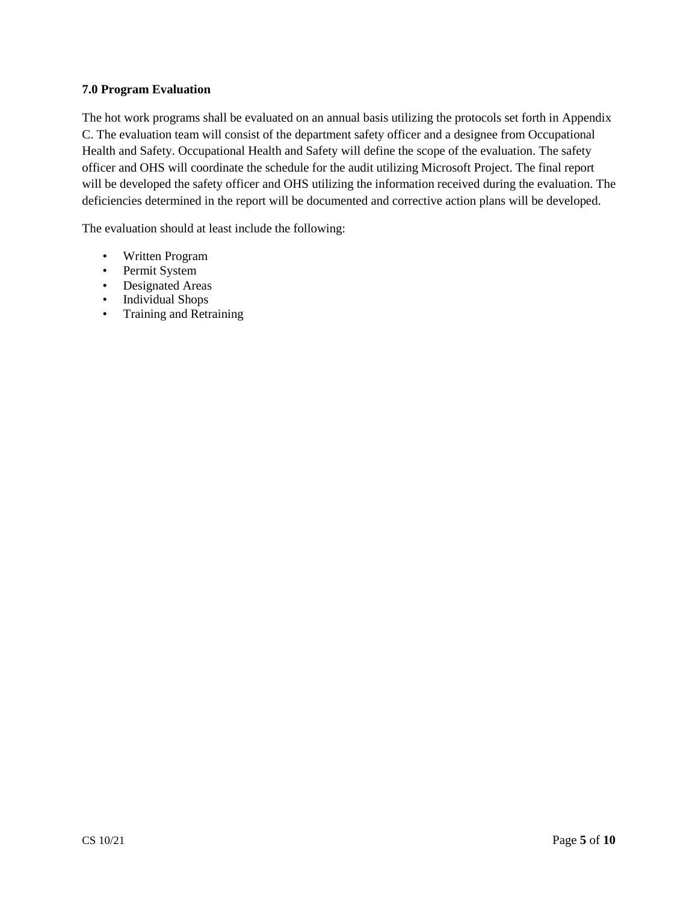**7.0 Program Evaluation**

The hot work programs shall be evaluated on an annual basis utilizing the protocols set forth in Appendix C. The evaluation team will consist of the department safety officer and a designee from Occupational Health and Safety. Occupational Health and Safety will define the scope of the evaluation. The safety officer and OHS will coordinate the schedule for the audit utilizing Microsoft Project. The final report will be developed the safety officer and OHS utilizing the information received during the evaluation. The deficiencies determined in the report will be documented and corrective action plans will be developed.

The evaluation should at least include the following:

- Written Program
- Permit System
- Designated Areas
- Individual Shops
- Training and Retraining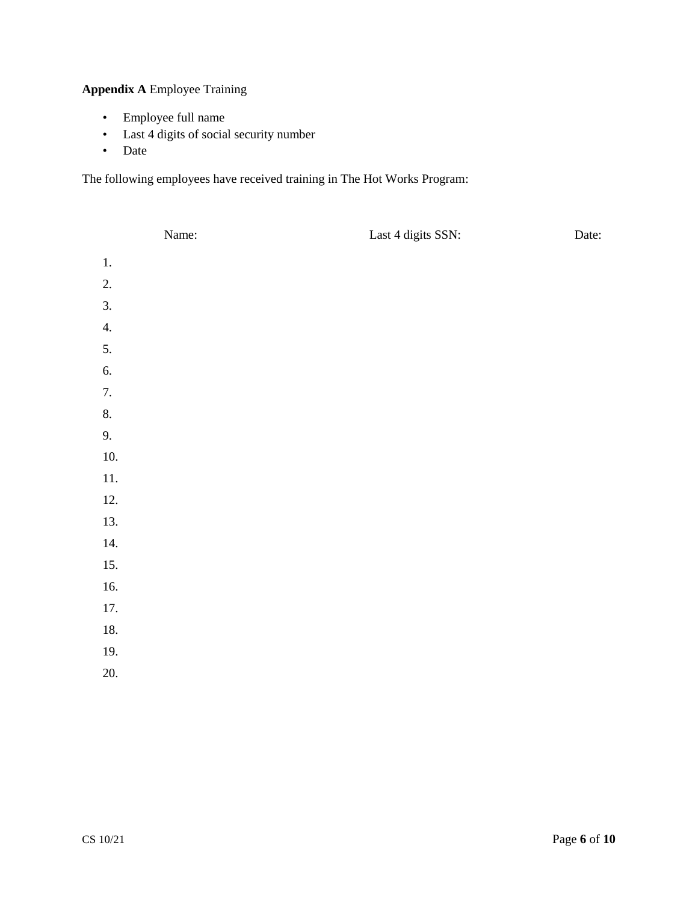**Appendix A** Employee Training

- Employee full name
- Last 4 digits of social security number
- Date

The following employees have received training in The Hot Works Program:

| | Name: | Last 4 digits SSN: | Date: |
|---|---|---|---|
| 1. | | | |
| 2. | | | |
| 3. | | | |
| 4. | | | |
| 5. | | | |
| 6. | | | |
| 7. | | | |
| 8. | | | |
| 9. | | | |
| 10. | | | |
| 11. | | | |
| 12. | | | |
| 13. | | | |
| 14. | | | |
| 15. | | | |
| 16. | | | |
| 17. | | | |
| 18. | | | |
| 19. | | | |
| 20. | | | |

CS 10/21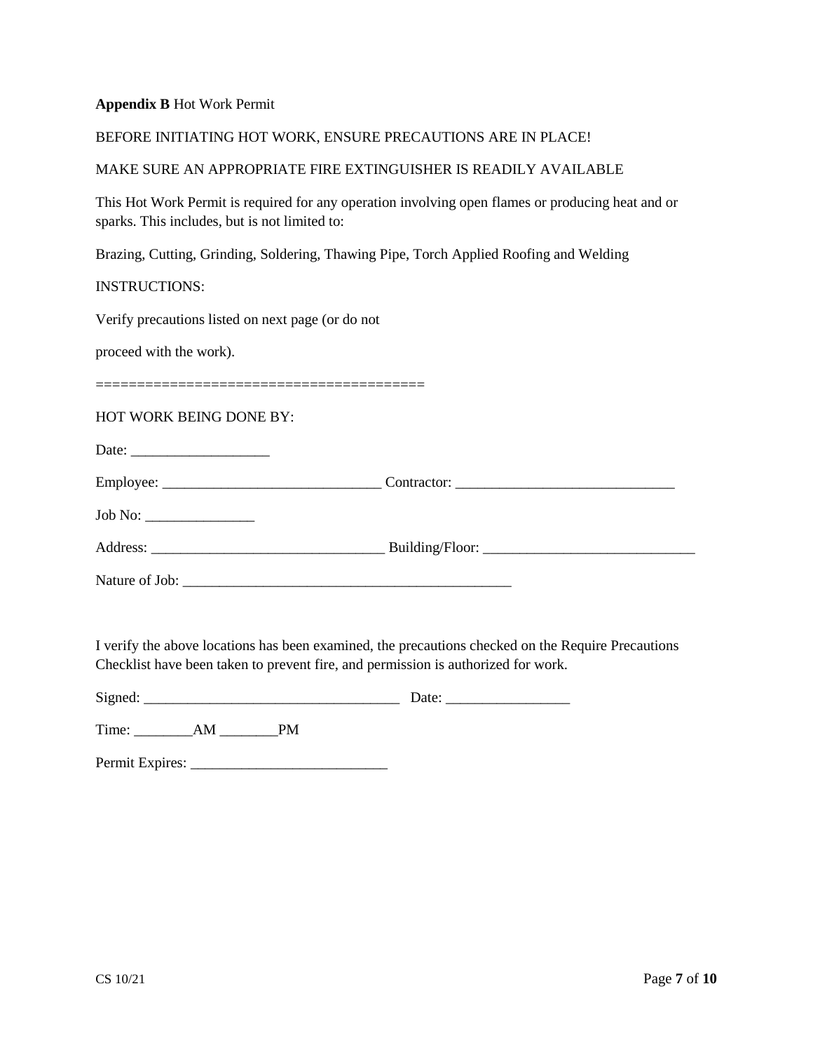**Appendix B** Hot Work Permit

BEFORE INITIATING HOT WORK, ENSURE PRECAUTIONS ARE IN PLACE!

MAKE SURE AN APPROPRIATE FIRE EXTINGUISHER IS READILY AVAILABLE

This Hot Work Permit is required for any operation involving open flames or producing heat and or sparks. This includes, but is not limited to:

Brazing, Cutting, Grinding, Soldering, Thawing Pipe, Torch Applied Roofing and Welding

INSTRUCTIONS:

Verify precautions listed on next page (or do not

proceed with the work).

========================================

HOT WORK BEING DONE BY:

Date: ___________________

Employee: ______________________________ Contractor: ______________________________

Job No: _______________

Address: ________________________________ Building/Floor: _____________________________

Nature of Job: ______________________________________________

I verify the above locations has been examined, the precautions checked on the Require Precautions Checklist have been taken to prevent fire, and permission is authorized for work.

Signed: ___________________________________ Date: _________________

Time: ________AM ________PM

Permit Expires: ___________________________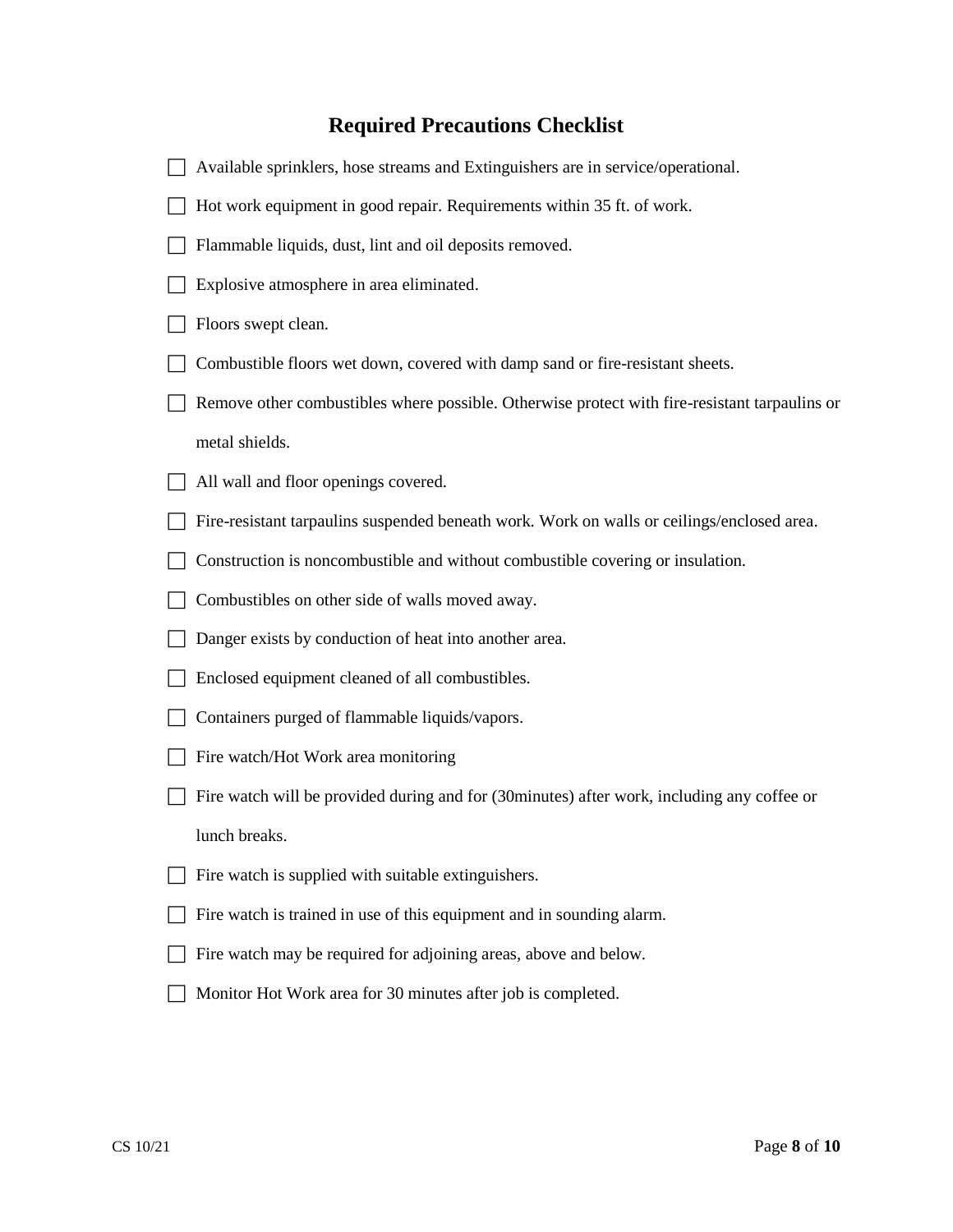## Required Precautions Checklist

- [ ] Available sprinklers, hose streams and Extinguishers are in service/operational.
- [ ] Hot work equipment in good repair. Requirements within 35 ft. of work.
- [ ] Flammable liquids, dust, lint and oil deposits removed.
- [ ] Explosive atmosphere in area eliminated.
- [ ] Floors swept clean.
- [ ] Combustible floors wet down, covered with damp sand or fire-resistant sheets.
- [ ] Remove other combustibles where possible. Otherwise protect with fire-resistant tarpaulins or metal shields.
- [ ] All wall and floor openings covered.
- [ ] Fire-resistant tarpaulins suspended beneath work. Work on walls or ceilings/enclosed area.
- [ ] Construction is noncombustible and without combustible covering or insulation.
- [ ] Combustibles on other side of walls moved away.
- [ ] Danger exists by conduction of heat into another area.
- [ ] Enclosed equipment cleaned of all combustibles.
- [ ] Containers purged of flammable liquids/vapors.
- [ ] Fire watch/Hot Work area monitoring
- [ ] Fire watch will be provided during and for (30minutes) after work, including any coffee or lunch breaks.
- [ ] Fire watch is supplied with suitable extinguishers.
- [ ] Fire watch is trained in use of this equipment and in sounding alarm.
- [ ] Fire watch may be required for adjoining areas, above and below.
- [ ] Monitor Hot Work area for 30 minutes after job is completed.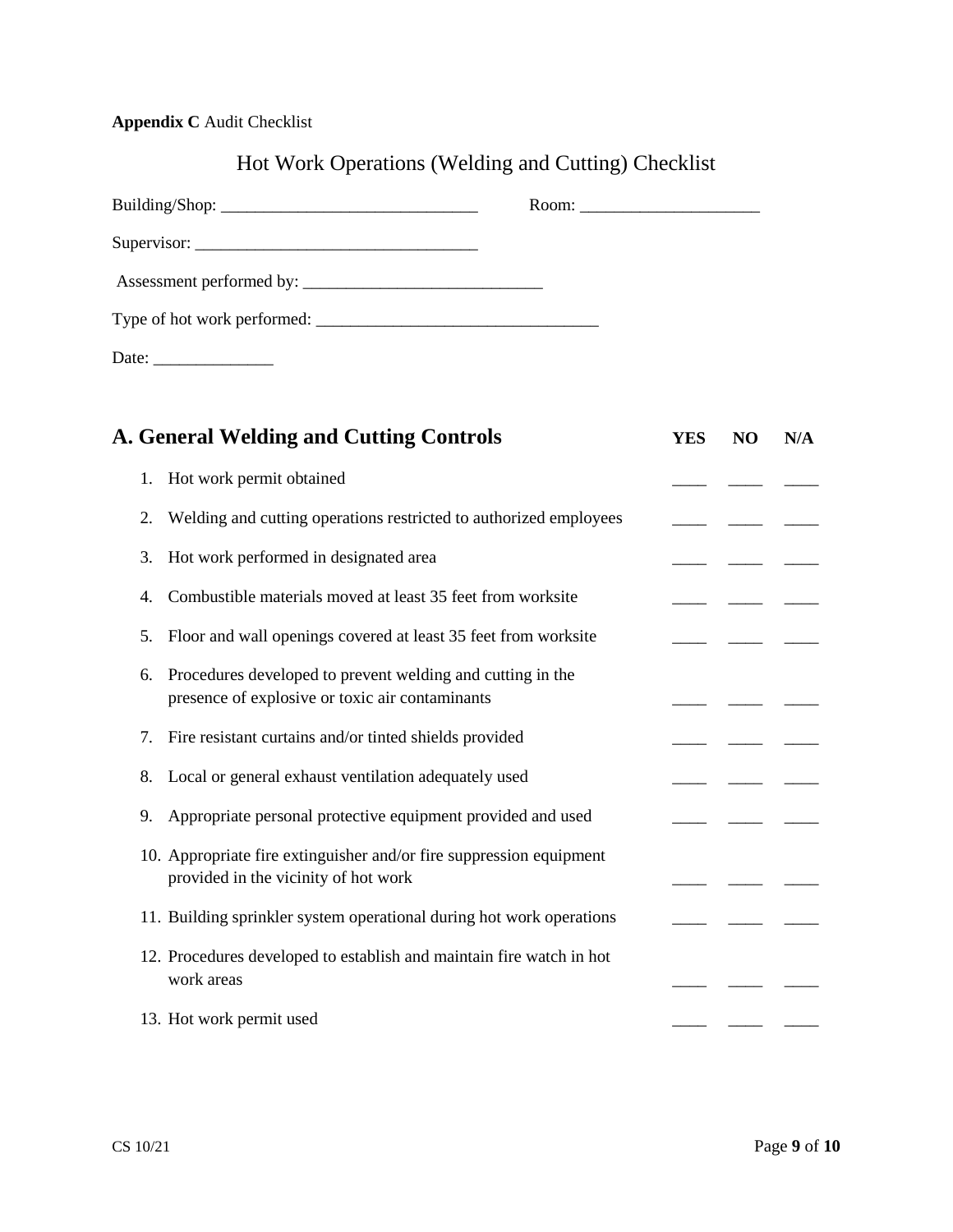**Appendix C** Audit Checklist

# Hot Work Operations (Welding and Cutting) Checklist

Building/Shop: ______________________________ Room: _____________________

Supervisor: _________________________________

Assessment performed by: ____________________________

Type of hot work performed: _________________________________

Date: ______________

## A. General Welding and Cutting Controls

| | YES | NO | N/A |
|---|---|---|---|
| 1. Hot work permit obtained | ____ | ____ | ____ |
| 2. Welding and cutting operations restricted to authorized employees | ____ | ____ | ____ |
| 3. Hot work performed in designated area | ____ | ____ | ____ |
| 4. Combustible materials moved at least 35 feet from worksite | ____ | ____ | ____ |
| 5. Floor and wall openings covered at least 35 feet from worksite | ____ | ____ | ____ |
| 6. Procedures developed to prevent welding and cutting in the presence of explosive or toxic air contaminants | ____ | ____ | ____ |
| 7. Fire resistant curtains and/or tinted shields provided | ____ | ____ | ____ |
| 8. Local or general exhaust ventilation adequately used | ____ | ____ | ____ |
| 9. Appropriate personal protective equipment provided and used | ____ | ____ | ____ |
| 10. Appropriate fire extinguisher and/or fire suppression equipment provided in the vicinity of hot work | ____ | ____ | ____ |
| 11. Building sprinkler system operational during hot work operations | ____ | ____ | ____ |
| 12. Procedures developed to establish and maintain fire watch in hot work areas | ____ | ____ | ____ |
| 13. Hot work permit used | ____ | ____ | ____ |

CS 10/21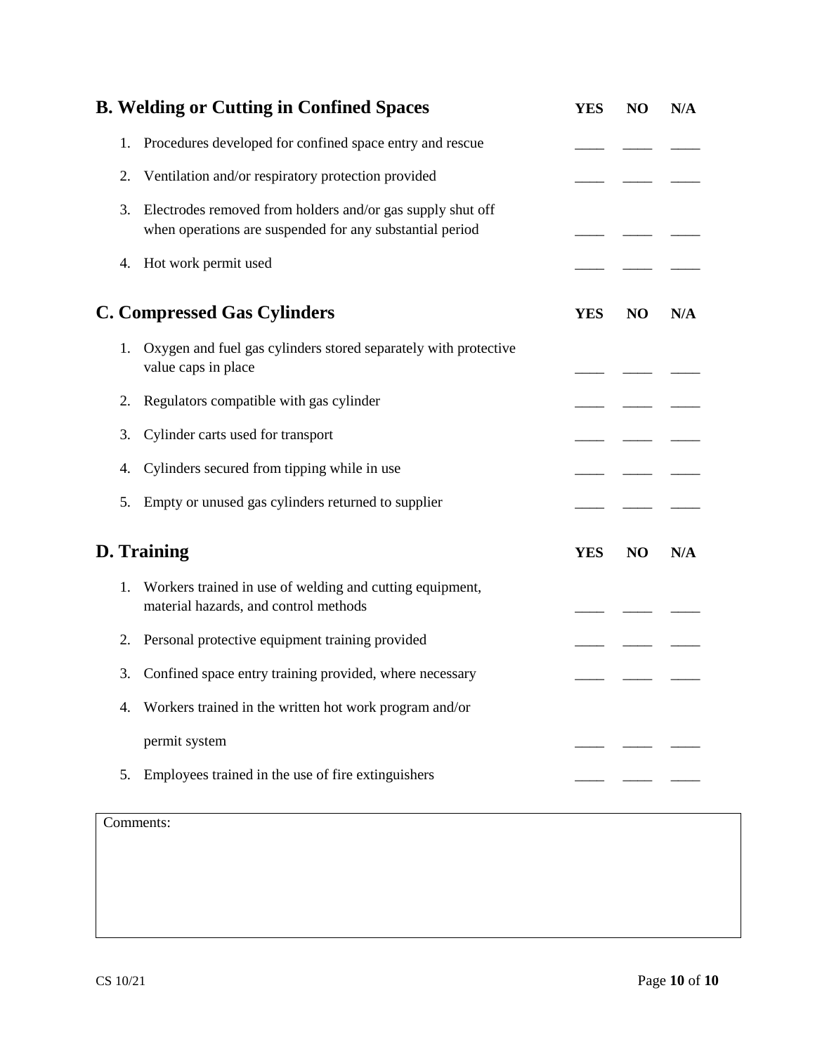## B. Welding or Cutting in Confined Spaces

| | YES | NO | N/A |
|---|---|---|---|
| 1. Procedures developed for confined space entry and rescue | ____ | ____ | ____ |
| 2. Ventilation and/or respiratory protection provided | ____ | ____ | ____ |
| 3. Electrodes removed from holders and/or gas supply shut off when operations are suspended for any substantial period | ____ | ____ | ____ |
| 4. Hot work permit used | ____ | ____ | ____ |

## C. Compressed Gas Cylinders

| | YES | NO | N/A |
|---|---|---|---|
| 1. Oxygen and fuel gas cylinders stored separately with protective value caps in place | ____ | ____ | ____ |
| 2. Regulators compatible with gas cylinder | ____ | ____ | ____ |
| 3. Cylinder carts used for transport | ____ | ____ | ____ |
| 4. Cylinders secured from tipping while in use | ____ | ____ | ____ |
| 5. Empty or unused gas cylinders returned to supplier | ____ | ____ | ____ |

## D. Training

| | YES | NO | N/A |
|---|---|---|---|
| 1. Workers trained in use of welding and cutting equipment, material hazards, and control methods | ____ | ____ | ____ |
| 2. Personal protective equipment training provided | ____ | ____ | ____ |
| 3. Confined space entry training provided, where necessary | ____ | ____ | ____ |
| 4. Workers trained in the written hot work program and/or permit system | ____ | ____ | ____ |
| 5. Employees trained in the use of fire extinguishers | ____ | ____ | ____ |

Comments:

CS 10/21